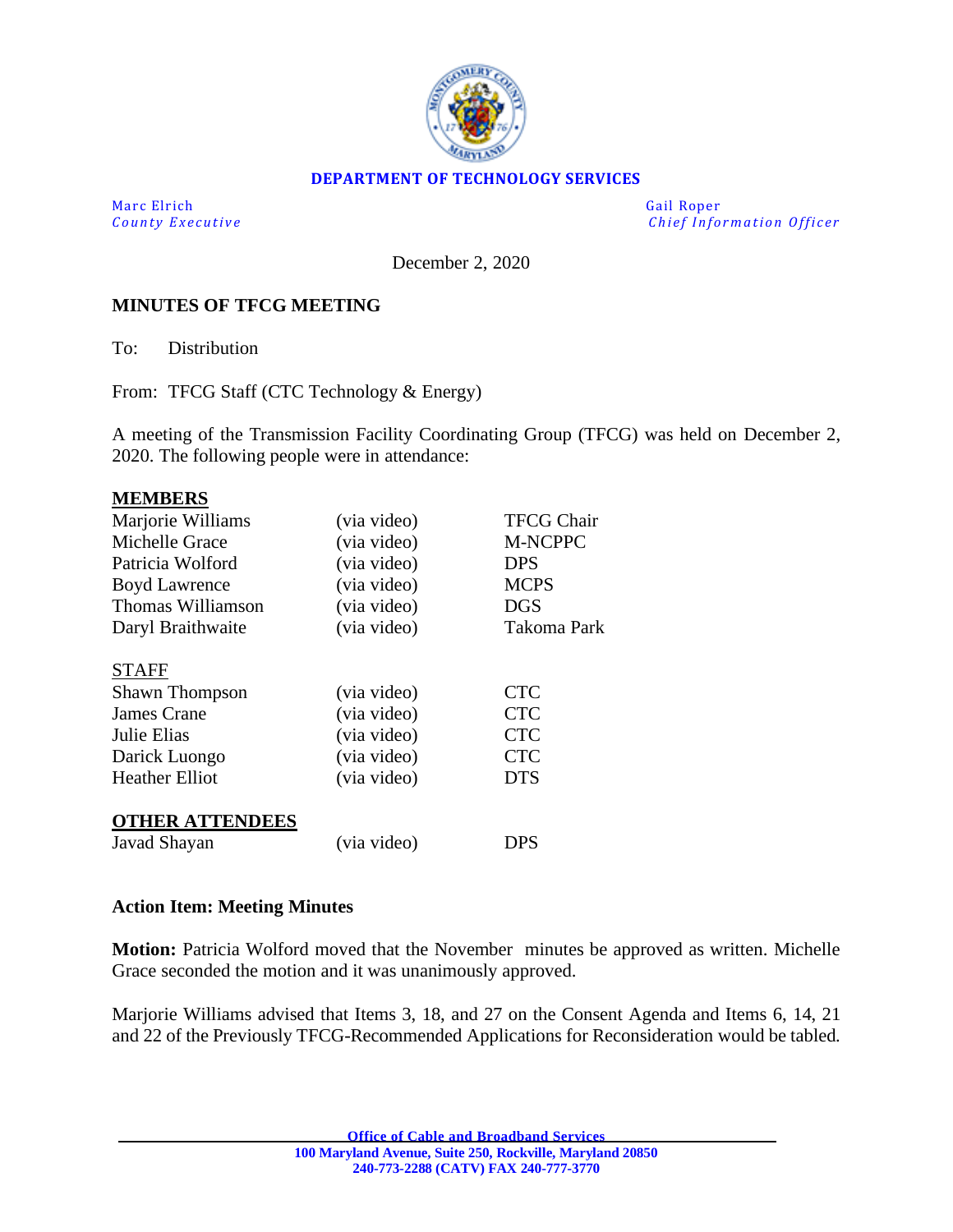**DEPARTMENT OF TECHNOLOGY SERVICES**

| | |
|---|---|
| Marc Elrich | Gail Roper |
| *County Executive* | *Chief Information Officer* |

December 2, 2020

**MINUTES OF TFCG MEETING**

To: Distribution

From: TFCG Staff (CTC Technology & Energy)

A meeting of the Transmission Facility Coordinating Group (TFCG) was held on December 2, 2020. The following people were in attendance:

**MEMBERS**

| | | |
|---|---|---|
| Marjorie Williams | (via video) | TFCG Chair |
| Michelle Grace | (via video) | M-NCPPC |
| Patricia Wolford | (via video) | DPS |
| Boyd Lawrence | (via video) | MCPS |
| Thomas Williamson | (via video) | DGS |
| Daryl Braithwaite | (via video) | Takoma Park |

STAFF

| | | |
|---|---|---|
| Shawn Thompson | (via video) | CTC |
| James Crane | (via video) | CTC |
| Julie Elias | (via video) | CTC |
| Darick Luongo | (via video) | CTC |
| Heather Elliot | (via video) | DTS |

**OTHER ATTENDEES**

| | | |
|---|---|---|
| Javad Shayan | (via video) | DPS |

**Action Item: Meeting Minutes**

**Motion:** Patricia Wolford moved that the November minutes be approved as written. Michelle Grace seconded the motion and it was unanimously approved.

Marjorie Williams advised that Items 3, 18, and 27 on the Consent Agenda and Items 6, 14, 21 and 22 of the Previously TFCG-Recommended Applications for Reconsideration would be tabled.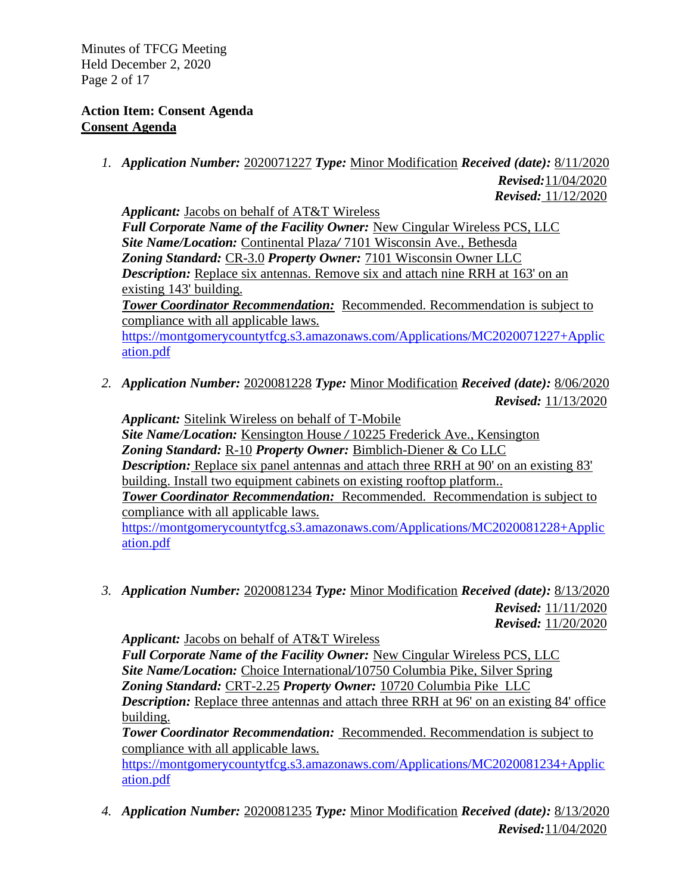**Action Item: Consent Agenda**

**Consent Agenda**

1. ***Application Number:*** 2020071227 ***Type:*** Minor Modification ***Received (date):*** 8/11/2020
   ***Revised:*** 11/04/2020
   ***Revised:*** 11/12/2020

   ***Applicant:*** Jacobs on behalf of AT&T Wireless
   ***Full Corporate Name of the Facility Owner:*** New Cingular Wireless PCS, LLC
   ***Site Name/Location:*** Continental Plaza/ 7101 Wisconsin Ave., Bethesda
   ***Zoning Standard:*** CR-3.0 ***Property Owner:*** 7101 Wisconsin Owner LLC
   ***Description:*** Replace six antennas. Remove six and attach nine RRH at 163' on an existing 143' building.
   ***Tower Coordinator Recommendation:*** Recommended. Recommendation is subject to compliance with all applicable laws.
   https://montgomerycountytfcg.s3.amazonaws.com/Applications/MC2020071227+Application.pdf

2. ***Application Number:*** 2020081228 ***Type:*** Minor Modification ***Received (date):*** 8/06/2020
   ***Revised:*** 11/13/2020

   ***Applicant:*** Sitelink Wireless on behalf of T-Mobile
   ***Site Name/Location:*** Kensington House / 10225 Frederick Ave., Kensington
   ***Zoning Standard:*** R-10 ***Property Owner:*** Bimblich-Diener & Co LLC
   ***Description:*** Replace six panel antennas and attach three RRH at 90' on an existing 83' building. Install two equipment cabinets on existing rooftop platform..
   ***Tower Coordinator Recommendation:*** Recommended. Recommendation is subject to compliance with all applicable laws.
   https://montgomerycountytfcg.s3.amazonaws.com/Applications/MC2020081228+Application.pdf

3. ***Application Number:*** 2020081234 ***Type:*** Minor Modification ***Received (date):*** 8/13/2020
   ***Revised:*** 11/11/2020
   ***Revised:*** 11/20/2020

   ***Applicant:*** Jacobs on behalf of AT&T Wireless
   ***Full Corporate Name of the Facility Owner:*** New Cingular Wireless PCS, LLC
   ***Site Name/Location:*** Choice International/10750 Columbia Pike, Silver Spring
   ***Zoning Standard:*** CRT-2.25 ***Property Owner:*** 10720 Columbia Pike LLC
   ***Description:*** Replace three antennas and attach three RRH at 96' on an existing 84' office building.
   ***Tower Coordinator Recommendation:*** Recommended. Recommendation is subject to compliance with all applicable laws.
   https://montgomerycountytfcg.s3.amazonaws.com/Applications/MC2020081234+Application.pdf

4. ***Application Number:*** 2020081235 ***Type:*** Minor Modification ***Received (date):*** 8/13/2020
   ***Revised:*** 11/04/2020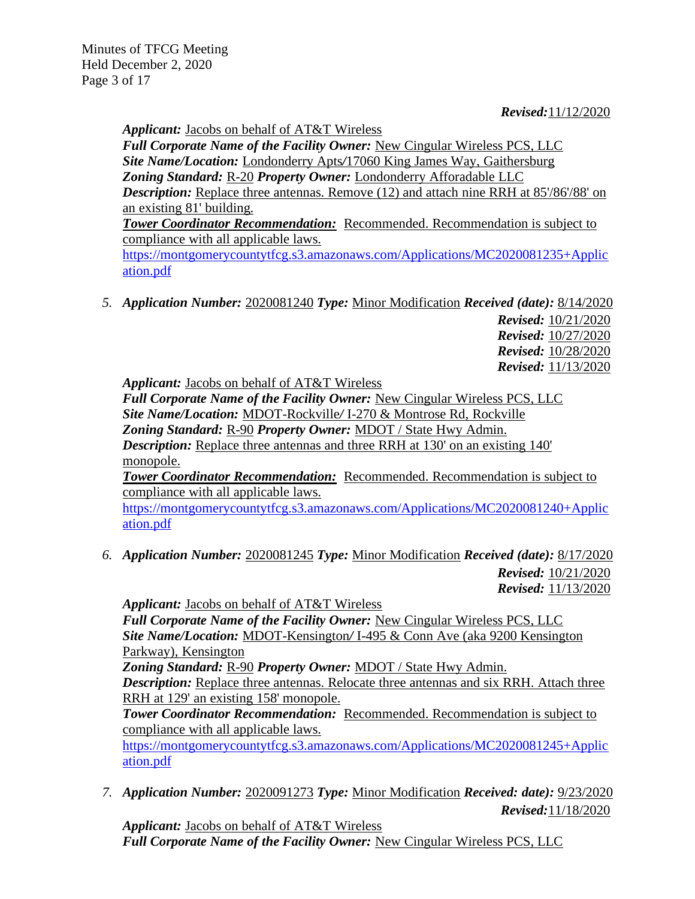*Revised:* 11/12/2020

*Applicant:* Jacobs on behalf of AT&T Wireless
***Full Corporate Name of the Facility Owner:*** New Cingular Wireless PCS, LLC
***Site Name/Location:*** Londonderry Apts/17060 King James Way, Gaithersburg
***Zoning Standard:*** R-20 ***Property Owner:*** Londonderry Afforadable LLC
***Description:*** Replace three antennas. Remove (12) and attach nine RRH at 85'/86'/88' on an existing 81' building.
***Tower Coordinator Recommendation:*** Recommended. Recommendation is subject to compliance with all applicable laws.
https://montgomerycountytfcg.s3.amazonaws.com/Applications/MC2020081235+Application.pdf

5. ***Application Number:*** 2020081240 ***Type:*** Minor Modification ***Received (date):*** 8/14/2020
   *Revised:* 10/21/2020
   *Revised:* 10/27/2020
   *Revised:* 10/28/2020
   *Revised:* 11/13/2020

   *Applicant:* Jacobs on behalf of AT&T Wireless
   ***Full Corporate Name of the Facility Owner:*** New Cingular Wireless PCS, LLC
   ***Site Name/Location:*** MDOT-Rockville/ I-270 & Montrose Rd, Rockville
   ***Zoning Standard:*** R-90 ***Property Owner:*** MDOT / State Hwy Admin.
   ***Description:*** Replace three antennas and three RRH at 130' on an existing 140' monopole.
   ***Tower Coordinator Recommendation:*** Recommended. Recommendation is subject to compliance with all applicable laws.
   https://montgomerycountytfcg.s3.amazonaws.com/Applications/MC2020081240+Application.pdf

6. ***Application Number:*** 2020081245 ***Type:*** Minor Modification ***Received (date):*** 8/17/2020
   *Revised:* 10/21/2020
   *Revised:* 11/13/2020

   *Applicant:* Jacobs on behalf of AT&T Wireless
   ***Full Corporate Name of the Facility Owner:*** New Cingular Wireless PCS, LLC
   ***Site Name/Location:*** MDOT-Kensington/ I-495 & Conn Ave (aka 9200 Kensington Parkway), Kensington
   ***Zoning Standard:*** R-90 ***Property Owner:*** MDOT / State Hwy Admin.
   ***Description:*** Replace three antennas. Relocate three antennas and six RRH. Attach three RRH at 129' an existing 158' monopole.
   ***Tower Coordinator Recommendation:*** Recommended. Recommendation is subject to compliance with all applicable laws.
   https://montgomerycountytfcg.s3.amazonaws.com/Applications/MC2020081245+Application.pdf

7. ***Application Number:*** 2020091273 ***Type:*** Minor Modification ***Received: date):*** 9/23/2020
   *Revised:* 11/18/2020

   *Applicant:* Jacobs on behalf of AT&T Wireless
   ***Full Corporate Name of the Facility Owner:*** New Cingular Wireless PCS, LLC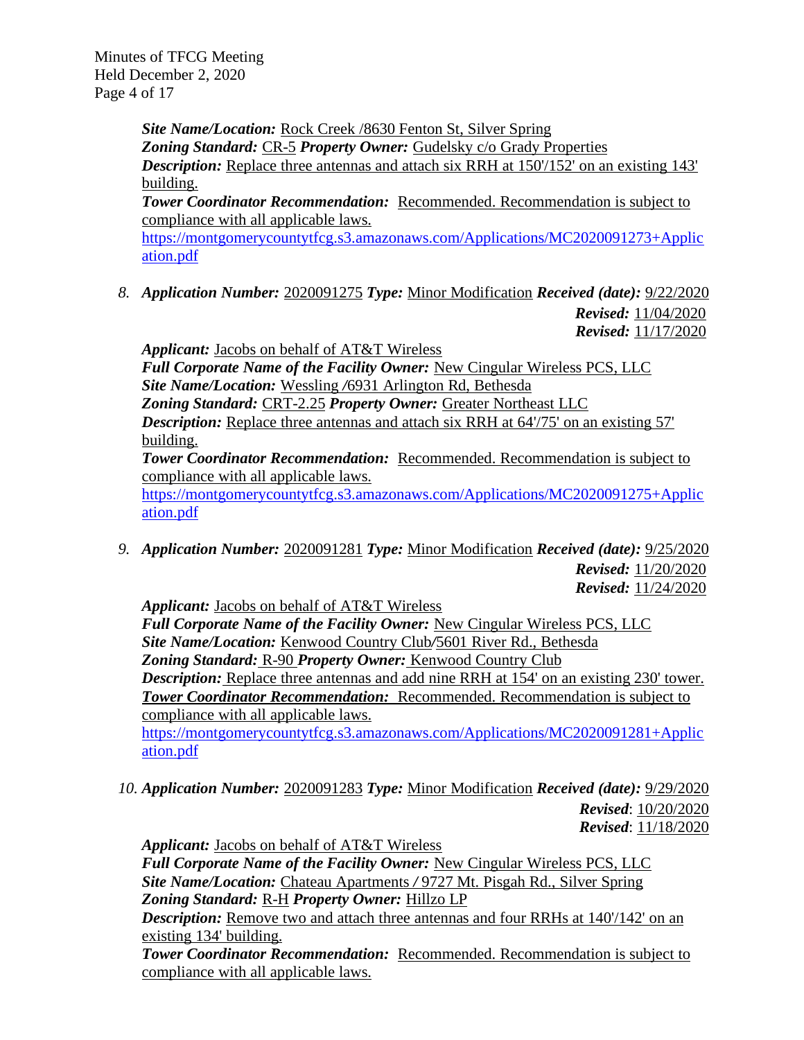*Site Name/Location:* Rock Creek /8630 Fenton St, Silver Spring
*Zoning Standard:* CR-5 *Property Owner:* Gudelsky c/o Grady Properties
*Description:* Replace three antennas and attach six RRH at 150'/152' on an existing 143' building.
*Tower Coordinator Recommendation:* Recommended. Recommendation is subject to compliance with all applicable laws.
https://montgomerycountytfcg.s3.amazonaws.com/Applications/MC2020091273+Application.pdf

8. *Application Number:* 2020091275 *Type:* Minor Modification *Received (date):* 9/22/2020
*Revised:* 11/04/2020
*Revised:* 11/17/2020
*Applicant:* Jacobs on behalf of AT&T Wireless
*Full Corporate Name of the Facility Owner:* New Cingular Wireless PCS, LLC
*Site Name/Location:* Wessling /6931 Arlington Rd, Bethesda
*Zoning Standard:* CRT-2.25 *Property Owner:* Greater Northeast LLC
*Description:* Replace three antennas and attach six RRH at 64'/75' on an existing 57' building.
*Tower Coordinator Recommendation:* Recommended. Recommendation is subject to compliance with all applicable laws.
https://montgomerycountytfcg.s3.amazonaws.com/Applications/MC2020091275+Application.pdf

9. *Application Number:* 2020091281 *Type:* Minor Modification *Received (date):* 9/25/2020
*Revised:* 11/20/2020
*Revised:* 11/24/2020
*Applicant:* Jacobs on behalf of AT&T Wireless
*Full Corporate Name of the Facility Owner:* New Cingular Wireless PCS, LLC
*Site Name/Location:* Kenwood Country Club/5601 River Rd., Bethesda
*Zoning Standard:* R-90 *Property Owner:* Kenwood Country Club
*Description:* Replace three antennas and add nine RRH at 154' on an existing 230' tower.
*Tower Coordinator Recommendation:* Recommended. Recommendation is subject to compliance with all applicable laws.
https://montgomerycountytfcg.s3.amazonaws.com/Applications/MC2020091281+Application.pdf

10. *Application Number:* 2020091283 *Type:* Minor Modification *Received (date):* 9/29/2020
*Revised*: 10/20/2020
*Revised*: 11/18/2020
*Applicant:* Jacobs on behalf of AT&T Wireless
*Full Corporate Name of the Facility Owner:* New Cingular Wireless PCS, LLC
*Site Name/Location:* Chateau Apartments / 9727 Mt. Pisgah Rd., Silver Spring
*Zoning Standard:* R-H *Property Owner:* Hillzo LP
*Description:* Remove two and attach three antennas and four RRHs at 140'/142' on an existing 134' building.
*Tower Coordinator Recommendation:* Recommended. Recommendation is subject to compliance with all applicable laws.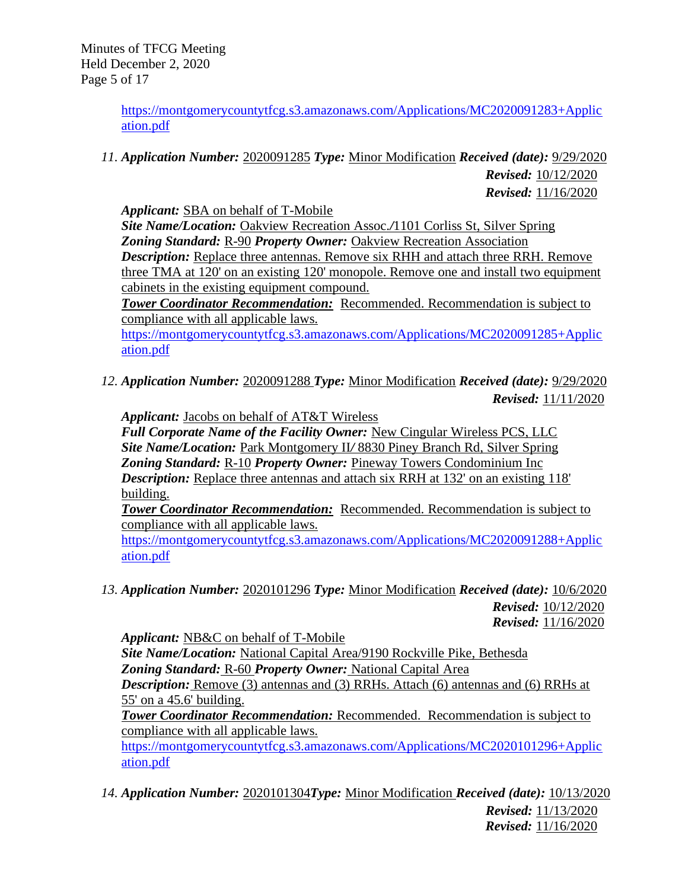https://montgomerycountytfcg.s3.amazonaws.com/Applications/MC2020091283+Application.pdf

11. ***Application Number:*** 2020091285 ***Type:*** Minor Modification ***Received (date):*** 9/29/2020
***Revised:*** 10/12/2020
***Revised:*** 11/16/2020

***Applicant:*** SBA on behalf of T-Mobile
***Site Name/Location:*** Oakview Recreation Assoc./1101 Corliss St, Silver Spring
***Zoning Standard:*** R-90 ***Property Owner:*** Oakview Recreation Association
***Description:*** Replace three antennas. Remove six RHH and attach three RRH. Remove three TMA at 120' on an existing 120' monopole. Remove one and install two equipment cabinets in the existing equipment compound.
***Tower Coordinator Recommendation:*** Recommended. Recommendation is subject to compliance with all applicable laws.
https://montgomerycountytfcg.s3.amazonaws.com/Applications/MC2020091285+Application.pdf

12. ***Application Number:*** 2020091288 ***Type:*** Minor Modification ***Received (date):*** 9/29/2020
***Revised:*** 11/11/2020

***Applicant:*** Jacobs on behalf of AT&T Wireless
***Full Corporate Name of the Facility Owner:*** New Cingular Wireless PCS, LLC
***Site Name/Location:*** Park Montgomery II/ 8830 Piney Branch Rd, Silver Spring
***Zoning Standard:*** R-10 ***Property Owner:*** Pineway Towers Condominium Inc
***Description:*** Replace three antennas and attach six RRH at 132' on an existing 118' building.
***Tower Coordinator Recommendation:*** Recommended. Recommendation is subject to compliance with all applicable laws.
https://montgomerycountytfcg.s3.amazonaws.com/Applications/MC2020091288+Application.pdf

13. ***Application Number:*** 2020101296 ***Type:*** Minor Modification ***Received (date):*** 10/6/2020
***Revised:*** 10/12/2020
***Revised:*** 11/16/2020

***Applicant:*** NB&C on behalf of T-Mobile
***Site Name/Location:*** National Capital Area/9190 Rockville Pike, Bethesda
***Zoning Standard:*** R-60 ***Property Owner:*** National Capital Area
***Description:*** Remove (3) antennas and (3) RRHs. Attach (6) antennas and (6) RRHs at 55' on a 45.6' building.
***Tower Coordinator Recommendation:*** Recommended. Recommendation is subject to compliance with all applicable laws.
https://montgomerycountytfcg.s3.amazonaws.com/Applications/MC2020101296+Application.pdf

14. ***Application Number:*** 2020101304 ***Type:*** Minor Modification ***Received (date):*** 10/13/2020
***Revised:*** 11/13/2020
***Revised:*** 11/16/2020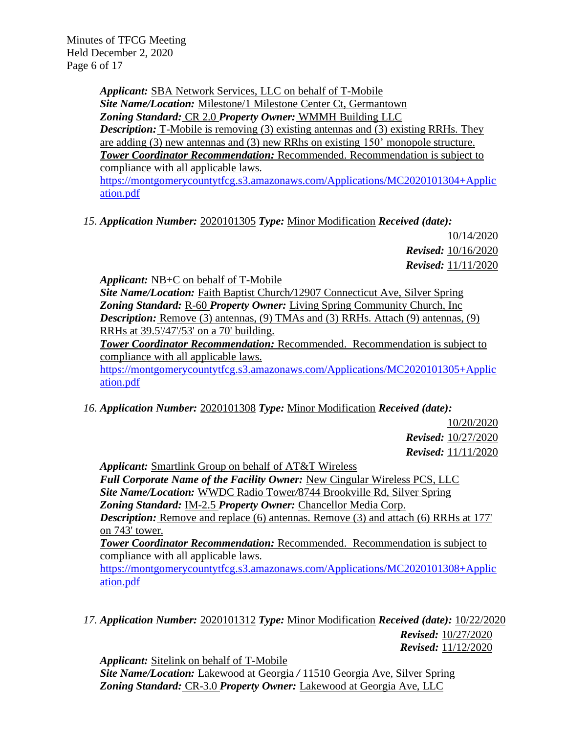***Applicant:*** SBA Network Services, LLC on behalf of T-Mobile
***Site Name/Location:*** Milestone/1 Milestone Center Ct, Germantown
***Zoning Standard:*** CR 2.0 ***Property Owner:*** WMMH Building LLC
***Description:*** T-Mobile is removing (3) existing antennas and (3) existing RRHs. They are adding (3) new antennas and (3) new RRhs on existing 150' monopole structure.
***Tower Coordinator Recommendation:*** Recommended. Recommendation is subject to compliance with all applicable laws.
https://montgomerycountytfcg.s3.amazonaws.com/Applications/MC2020101304+Application.pdf

15. ***Application Number:*** 2020101305 ***Type:*** Minor Modification ***Received (date):*** 10/14/2020
***Revised:*** 10/16/2020
***Revised:*** 11/11/2020

***Applicant:*** NB+C on behalf of T-Mobile
***Site Name/Location:*** Faith Baptist Church/12907 Connecticut Ave, Silver Spring
***Zoning Standard:*** R-60 ***Property Owner:*** Living Spring Community Church, Inc
***Description:*** Remove (3) antennas, (9) TMAs and (3) RRHs. Attach (9) antennas, (9) RRHs at 39.5'/47'/53' on a 70' building.
***Tower Coordinator Recommendation:*** Recommended. Recommendation is subject to compliance with all applicable laws.
https://montgomerycountytfcg.s3.amazonaws.com/Applications/MC2020101305+Application.pdf

16. ***Application Number:*** 2020101308 ***Type:*** Minor Modification ***Received (date):*** 10/20/2020
***Revised:*** 10/27/2020
***Revised:*** 11/11/2020

***Applicant:*** Smartlink Group on behalf of AT&T Wireless
***Full Corporate Name of the Facility Owner:*** New Cingular Wireless PCS, LLC
***Site Name/Location:*** WWDC Radio Tower/8744 Brookville Rd, Silver Spring
***Zoning Standard:*** IM-2.5 ***Property Owner:*** Chancellor Media Corp.
***Description:*** Remove and replace (6) antennas. Remove (3) and attach (6) RRHs at 177' on 743' tower.
***Tower Coordinator Recommendation:*** Recommended. Recommendation is subject to compliance with all applicable laws.
https://montgomerycountytfcg.s3.amazonaws.com/Applications/MC2020101308+Application.pdf

17. ***Application Number:*** 2020101312 ***Type:*** Minor Modification ***Received (date):*** 10/22/2020
***Revised:*** 10/27/2020
***Revised:*** 11/12/2020

***Applicant:*** Sitelink on behalf of T-Mobile
***Site Name/Location:*** Lakewood at Georgia / 11510 Georgia Ave, Silver Spring
***Zoning Standard:*** CR-3.0 ***Property Owner:*** Lakewood at Georgia Ave, LLC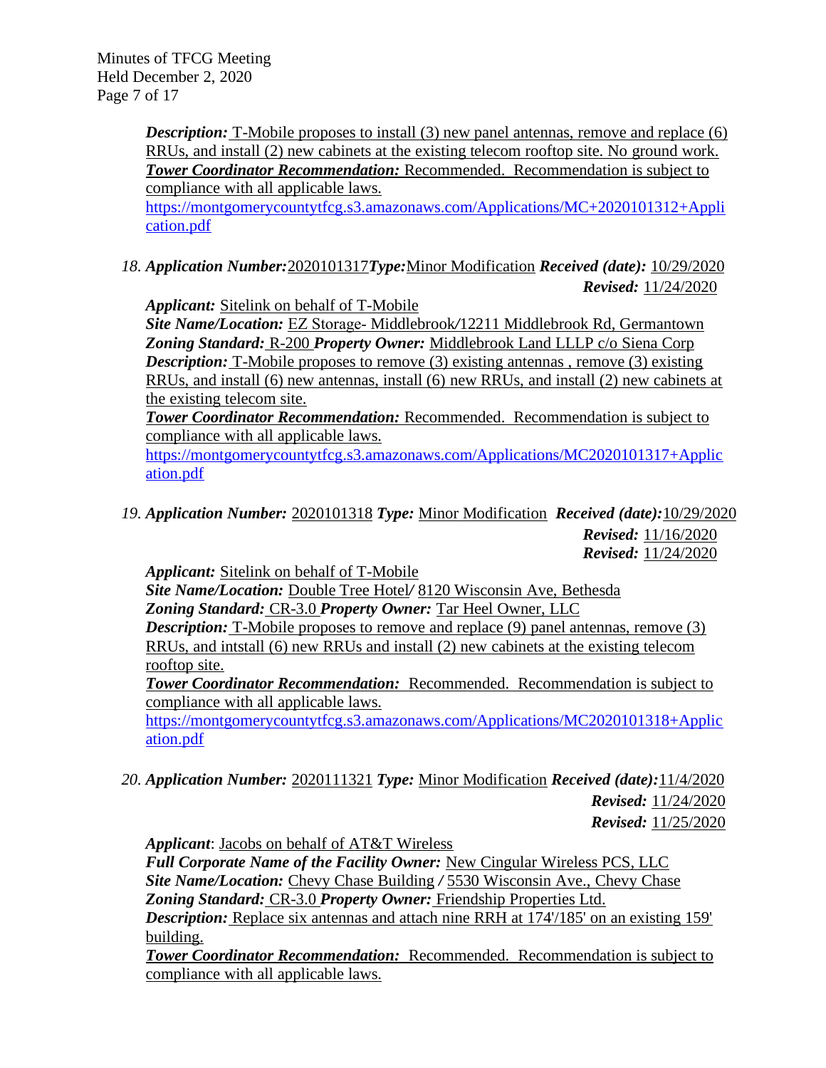***Description:*** T-Mobile proposes to install (3) new panel antennas, remove and replace (6) RRUs, and install (2) new cabinets at the existing telecom rooftop site. No ground work.
***Tower Coordinator Recommendation:*** Recommended. Recommendation is subject to compliance with all applicable laws.
https://montgomerycountytfcg.s3.amazonaws.com/Applications/MC+2020101312+Application.pdf

18. ***Application Number:*** 2020101317 ***Type:*** Minor Modification ***Received (date):*** 10/29/2020
***Revised:*** 11/24/2020

***Applicant:*** Sitelink on behalf of T-Mobile
***Site Name/Location:*** EZ Storage- Middlebrook/12211 Middlebrook Rd, Germantown
***Zoning Standard:*** R-200 ***Property Owner:*** Middlebrook Land LLLP c/o Siena Corp
***Description:*** T-Mobile proposes to remove (3) existing antennas , remove (3) existing RRUs, and install (6) new antennas, install (6) new RRUs, and install (2) new cabinets at the existing telecom site.
***Tower Coordinator Recommendation:*** Recommended. Recommendation is subject to compliance with all applicable laws.
https://montgomerycountytfcg.s3.amazonaws.com/Applications/MC2020101317+Application.pdf

19. ***Application Number:*** 2020101318 ***Type:*** Minor Modification ***Received (date):*** 10/29/2020
***Revised:*** 11/16/2020
***Revised:*** 11/24/2020

***Applicant:*** Sitelink on behalf of T-Mobile
***Site Name/Location:*** Double Tree Hotel/ 8120 Wisconsin Ave, Bethesda
***Zoning Standard:*** CR-3.0 ***Property Owner:*** Tar Heel Owner, LLC
***Description:*** T-Mobile proposes to remove and replace (9) panel antennas, remove (3) RRUs, and intstall (6) new RRUs and install (2) new cabinets at the existing telecom rooftop site.
***Tower Coordinator Recommendation:*** Recommended. Recommendation is subject to compliance with all applicable laws.
https://montgomerycountytfcg.s3.amazonaws.com/Applications/MC2020101318+Application.pdf

20. ***Application Number:*** 2020111321 ***Type:*** Minor Modification ***Received (date):*** 11/4/2020
***Revised:*** 11/24/2020
***Revised:*** 11/25/2020

***Applicant***: Jacobs on behalf of AT&T Wireless
***Full Corporate Name of the Facility Owner:*** New Cingular Wireless PCS, LLC
***Site Name/Location:*** Chevy Chase Building / 5530 Wisconsin Ave., Chevy Chase
***Zoning Standard:*** CR-3.0 ***Property Owner:*** Friendship Properties Ltd.
***Description:*** Replace six antennas and attach nine RRH at 174'/185' on an existing 159' building.
***Tower Coordinator Recommendation:*** Recommended. Recommendation is subject to compliance with all applicable laws.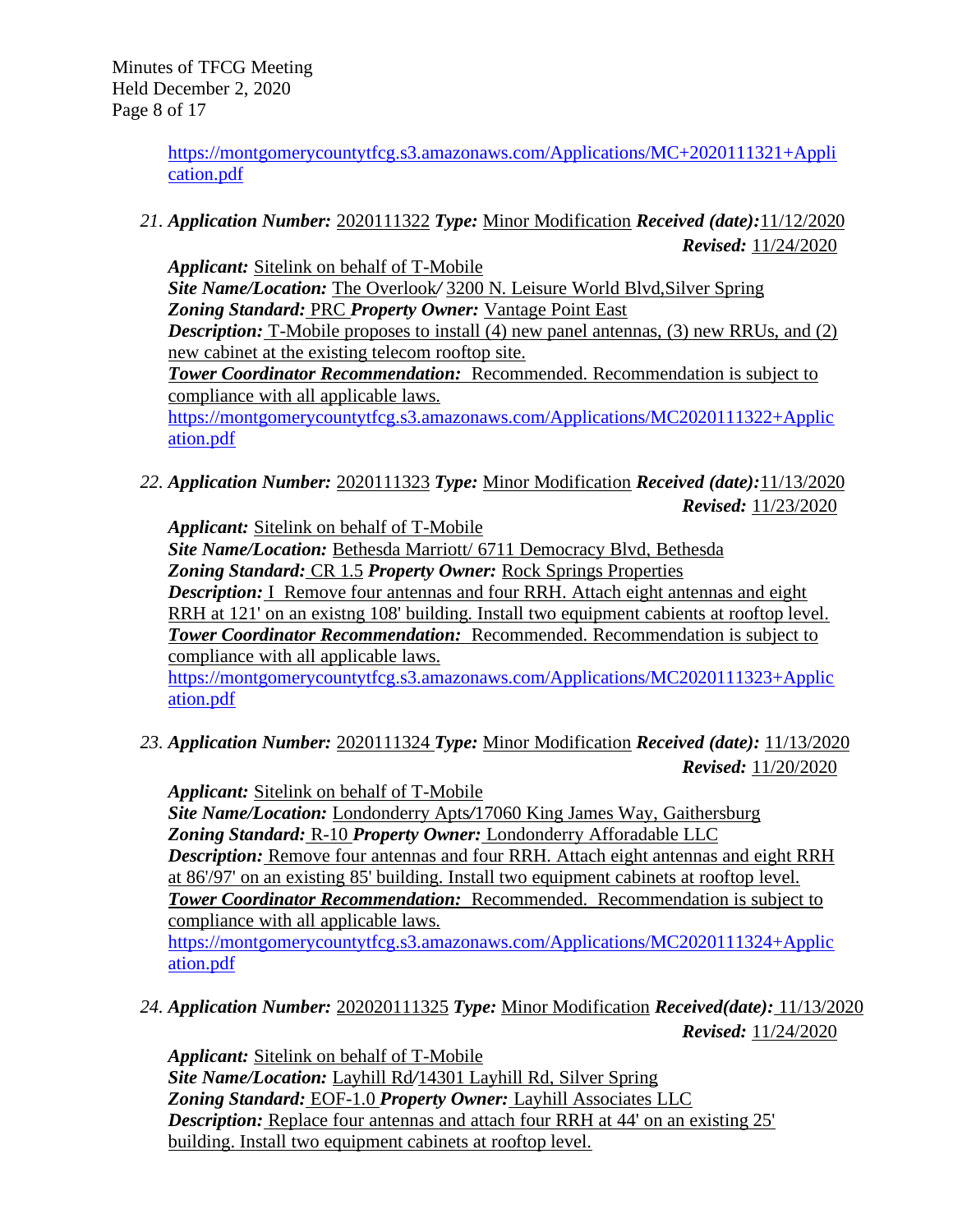https://montgomerycountytfcg.s3.amazonaws.com/Applications/MC+2020111321+Application.pdf

21. ***Application Number:*** 2020111322 ***Type:*** Minor Modification ***Received (date):***11/12/2020
***Revised:*** 11/24/2020

    ***Applicant:*** Sitelink on behalf of T-Mobile
    ***Site Name/Location:*** The Overlook/ 3200 N. Leisure World Blvd,Silver Spring
    ***Zoning Standard:*** PRC ***Property Owner:*** Vantage Point East
    ***Description:*** T-Mobile proposes to install (4) new panel antennas, (3) new RRUs, and (2) new cabinet at the existing telecom rooftop site.
    ***Tower Coordinator Recommendation:*** Recommended. Recommendation is subject to compliance with all applicable laws.
    https://montgomerycountytfcg.s3.amazonaws.com/Applications/MC2020111322+Application.pdf

22. ***Application Number:*** 2020111323 ***Type:*** Minor Modification ***Received (date):***11/13/2020
***Revised:*** 11/23/2020

    ***Applicant:*** Sitelink on behalf of T-Mobile
    ***Site Name/Location:*** Bethesda Marriott/ 6711 Democracy Blvd, Bethesda
    ***Zoning Standard:*** CR 1.5 ***Property Owner:*** Rock Springs Properties
    ***Description:*** I Remove four antennas and four RRH. Attach eight antennas and eight RRH at 121' on an existng 108' building. Install two equipment cabients at rooftop level.
    ***Tower Coordinator Recommendation:*** Recommended. Recommendation is subject to compliance with all applicable laws.
    https://montgomerycountytfcg.s3.amazonaws.com/Applications/MC2020111323+Application.pdf

23. ***Application Number:*** 2020111324 ***Type:*** Minor Modification ***Received (date):*** 11/13/2020
***Revised:*** 11/20/2020

    ***Applicant:*** Sitelink on behalf of T-Mobile
    ***Site Name/Location:*** Londonderry Apts/17060 King James Way, Gaithersburg
    ***Zoning Standard:*** R-10 ***Property Owner:*** Londonderry Afforadable LLC
    ***Description:*** Remove four antennas and four RRH. Attach eight antennas and eight RRH at 86'/97' on an existing 85' building. Install two equipment cabinets at rooftop level.
    ***Tower Coordinator Recommendation:*** Recommended. Recommendation is subject to compliance with all applicable laws.
    https://montgomerycountytfcg.s3.amazonaws.com/Applications/MC2020111324+Application.pdf

24. ***Application Number:*** 202020111325 ***Type:*** Minor Modification ***Received(date):*** 11/13/2020
***Revised:*** 11/24/2020

    ***Applicant:*** Sitelink on behalf of T-Mobile
    ***Site Name/Location:*** Layhill Rd/14301 Layhill Rd, Silver Spring
    ***Zoning Standard:*** EOF-1.0 ***Property Owner:*** Layhill Associates LLC
    ***Description:*** Replace four antennas and attach four RRH at 44' on an existing 25' building. Install two equipment cabinets at rooftop level.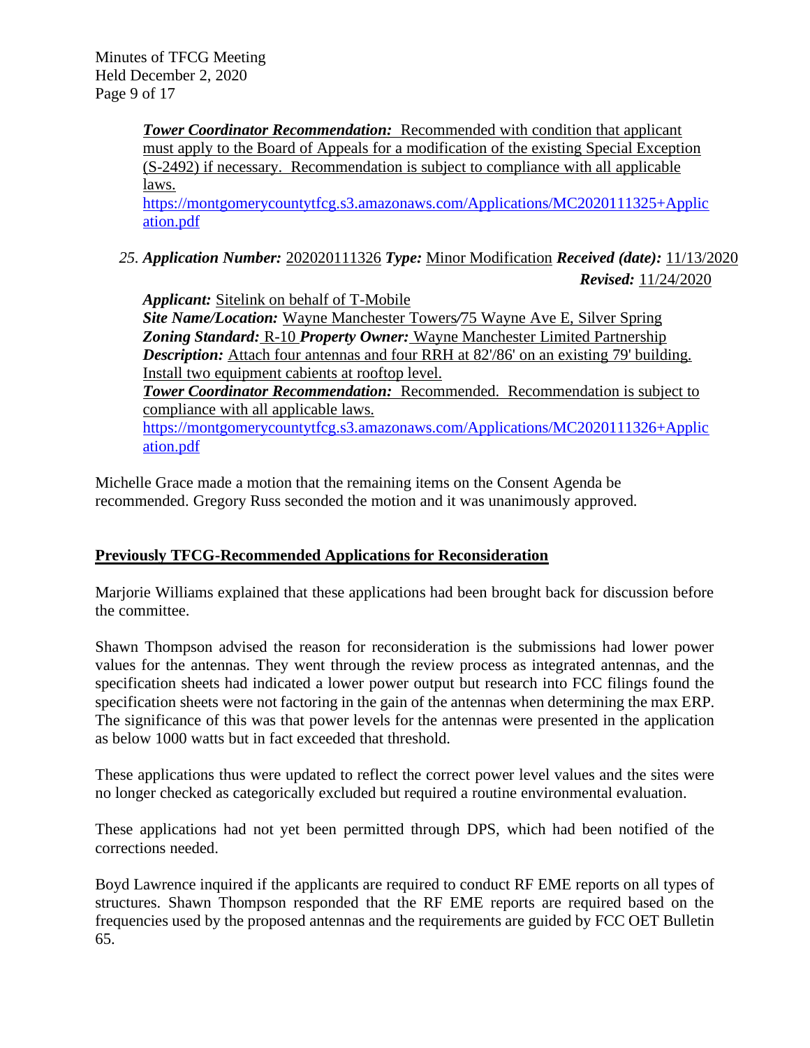***Tower Coordinator Recommendation:*** Recommended with condition that applicant must apply to the Board of Appeals for a modification of the existing Special Exception (S-2492) if necessary. Recommendation is subject to compliance with all applicable laws.
https://montgomerycountytfcg.s3.amazonaws.com/Applications/MC2020111325+Application.pdf

25. ***Application Number:*** 202020111326 ***Type:*** Minor Modification ***Received (date):*** 11/13/2020
***Revised:*** 11/24/2020

***Applicant:*** Sitelink on behalf of T-Mobile
***Site Name/Location:*** Wayne Manchester Towers/75 Wayne Ave E, Silver Spring
***Zoning Standard:*** R-10 ***Property Owner:*** Wayne Manchester Limited Partnership
***Description:*** Attach four antennas and four RRH at 82'/86' on an existing 79' building. Install two equipment cabients at rooftop level.
***Tower Coordinator Recommendation:*** Recommended. Recommendation is subject to compliance with all applicable laws.
https://montgomerycountytfcg.s3.amazonaws.com/Applications/MC2020111326+Application.pdf

Michelle Grace made a motion that the remaining items on the Consent Agenda be recommended. Gregory Russ seconded the motion and it was unanimously approved.

## Previously TFCG-Recommended Applications for Reconsideration

Marjorie Williams explained that these applications had been brought back for discussion before the committee.

Shawn Thompson advised the reason for reconsideration is the submissions had lower power values for the antennas. They went through the review process as integrated antennas, and the specification sheets had indicated a lower power output but research into FCC filings found the specification sheets were not factoring in the gain of the antennas when determining the max ERP. The significance of this was that power levels for the antennas were presented in the application as below 1000 watts but in fact exceeded that threshold.

These applications thus were updated to reflect the correct power level values and the sites were no longer checked as categorically excluded but required a routine environmental evaluation.

These applications had not yet been permitted through DPS, which had been notified of the corrections needed.

Boyd Lawrence inquired if the applicants are required to conduct RF EME reports on all types of structures. Shawn Thompson responded that the RF EME reports are required based on the frequencies used by the proposed antennas and the requirements are guided by FCC OET Bulletin 65.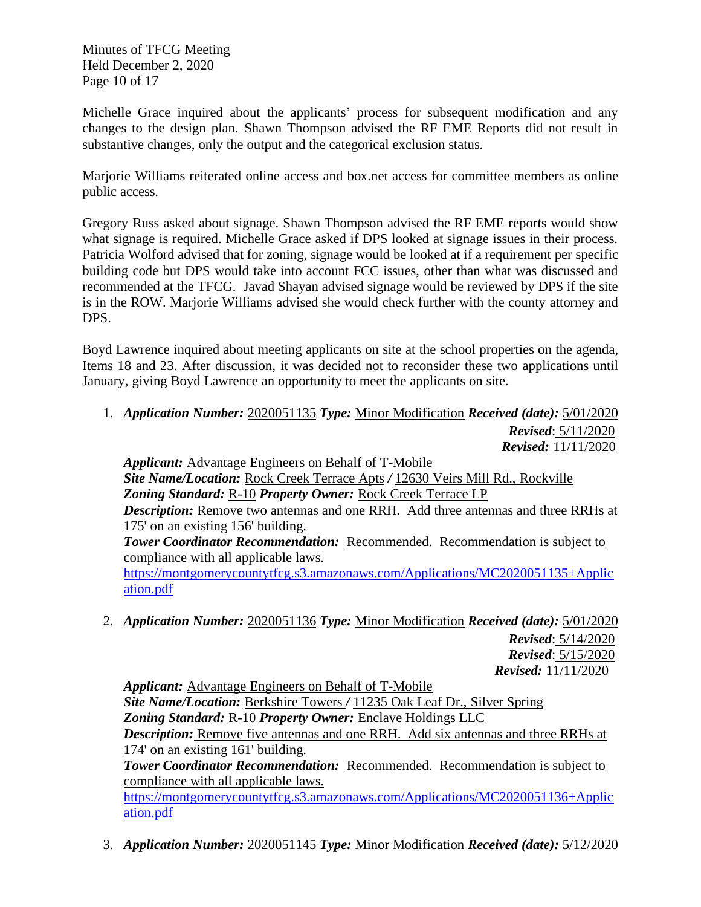Michelle Grace inquired about the applicants' process for subsequent modification and any changes to the design plan. Shawn Thompson advised the RF EME Reports did not result in substantive changes, only the output and the categorical exclusion status.

Marjorie Williams reiterated online access and box.net access for committee members as online public access.

Gregory Russ asked about signage. Shawn Thompson advised the RF EME reports would show what signage is required. Michelle Grace asked if DPS looked at signage issues in their process. Patricia Wolford advised that for zoning, signage would be looked at if a requirement per specific building code but DPS would take into account FCC issues, other than what was discussed and recommended at the TFCG. Javad Shayan advised signage would be reviewed by DPS if the site is in the ROW. Marjorie Williams advised she would check further with the county attorney and DPS.

Boyd Lawrence inquired about meeting applicants on site at the school properties on the agenda, Items 18 and 23. After discussion, it was decided not to reconsider these two applications until January, giving Boyd Lawrence an opportunity to meet the applicants on site.

1. ***Application Number:*** 2020051135 ***Type:*** Minor Modification ***Received (date):*** 5/01/2020
   ***Revised***: 5/11/2020
   ***Revised:*** 11/11/2020
   ***Applicant:*** Advantage Engineers on Behalf of T-Mobile
   ***Site Name/Location:*** Rock Creek Terrace Apts */* 12630 Veirs Mill Rd., Rockville
   ***Zoning Standard:*** R-10 ***Property Owner:*** Rock Creek Terrace LP
   ***Description:*** Remove two antennas and one RRH. Add three antennas and three RRHs at 175' on an existing 156' building.
   ***Tower Coordinator Recommendation:*** Recommended. Recommendation is subject to compliance with all applicable laws.
   https://montgomerycountytfcg.s3.amazonaws.com/Applications/MC2020051135+Application.pdf

2. ***Application Number:*** 2020051136 ***Type:*** Minor Modification ***Received (date):*** 5/01/2020
   ***Revised***: 5/14/2020
   ***Revised***: 5/15/2020
   ***Revised:*** 11/11/2020
   ***Applicant:*** Advantage Engineers on Behalf of T-Mobile
   ***Site Name/Location:*** Berkshire Towers */* 11235 Oak Leaf Dr., Silver Spring
   ***Zoning Standard:*** R-10 ***Property Owner:*** Enclave Holdings LLC
   ***Description:*** Remove five antennas and one RRH. Add six antennas and three RRHs at 174' on an existing 161' building.
   ***Tower Coordinator Recommendation:*** Recommended. Recommendation is subject to compliance with all applicable laws.
   https://montgomerycountytfcg.s3.amazonaws.com/Applications/MC2020051136+Application.pdf

3. ***Application Number:*** 2020051145 ***Type:*** Minor Modification ***Received (date):*** 5/12/2020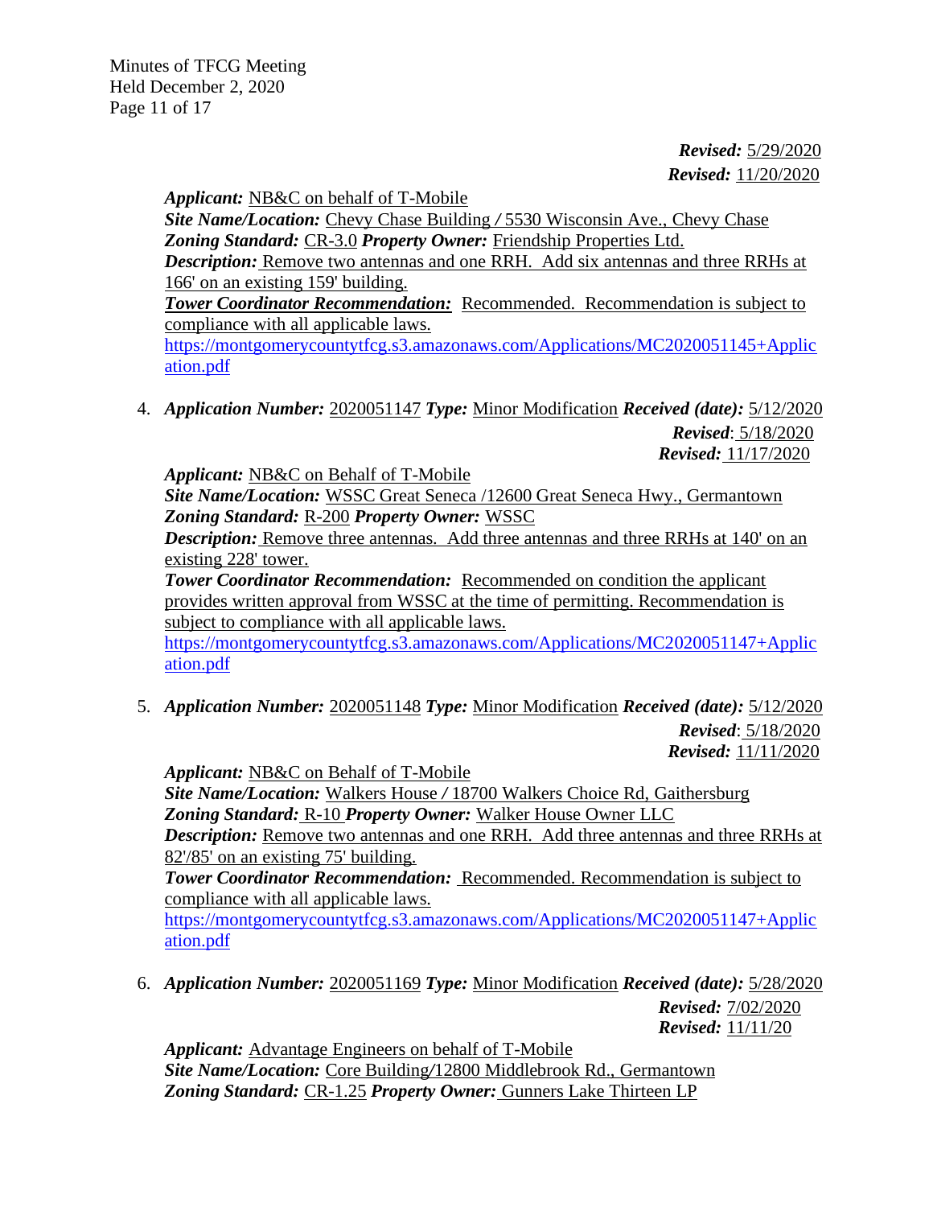*Revised:* 5/29/2020
*Revised:* 11/20/2020

*Applicant:* NB&C on behalf of T-Mobile
*Site Name/Location:* Chevy Chase Building / 5530 Wisconsin Ave., Chevy Chase
*Zoning Standard:* CR-3.0 *Property Owner:* Friendship Properties Ltd.
*Description:* Remove two antennas and one RRH. Add six antennas and three RRHs at 166' on an existing 159' building.
***Tower Coordinator Recommendation:*** Recommended. Recommendation is subject to compliance with all applicable laws.
https://montgomerycountytfcg.s3.amazonaws.com/Applications/MC2020051145+Application.pdf

4. *Application Number:* 2020051147 *Type:* Minor Modification *Received (date):* 5/12/2020
   *Revised*: 5/18/2020
   *Revised:* 11/17/2020

   *Applicant:* NB&C on Behalf of T-Mobile
   *Site Name/Location:* WSSC Great Seneca /12600 Great Seneca Hwy., Germantown
   *Zoning Standard:* R-200 *Property Owner:* WSSC
   *Description:* Remove three antennas. Add three antennas and three RRHs at 140' on an existing 228' tower.
   *Tower Coordinator Recommendation:* Recommended on condition the applicant provides written approval from WSSC at the time of permitting. Recommendation is subject to compliance with all applicable laws.
   https://montgomerycountytfcg.s3.amazonaws.com/Applications/MC2020051147+Application.pdf

5. *Application Number:* 2020051148 *Type:* Minor Modification *Received (date):* 5/12/2020
   *Revised*: 5/18/2020
   *Revised:* 11/11/2020

   *Applicant:* NB&C on Behalf of T-Mobile
   *Site Name/Location:* Walkers House / 18700 Walkers Choice Rd, Gaithersburg
   *Zoning Standard:* R-10 *Property Owner:* Walker House Owner LLC
   *Description:* Remove two antennas and one RRH. Add three antennas and three RRHs at 82'/85' on an existing 75' building.
   *Tower Coordinator Recommendation:* Recommended. Recommendation is subject to compliance with all applicable laws.
   https://montgomerycountytfcg.s3.amazonaws.com/Applications/MC2020051147+Application.pdf

6. *Application Number:* 2020051169 *Type:* Minor Modification *Received (date):* 5/28/2020
   *Revised:* 7/02/2020
   *Revised:* 11/11/20

   *Applicant:* Advantage Engineers on behalf of T-Mobile
   *Site Name/Location:* Core Building/12800 Middlebrook Rd., Germantown
   *Zoning Standard:* CR-1.25 *Property Owner:* Gunners Lake Thirteen LP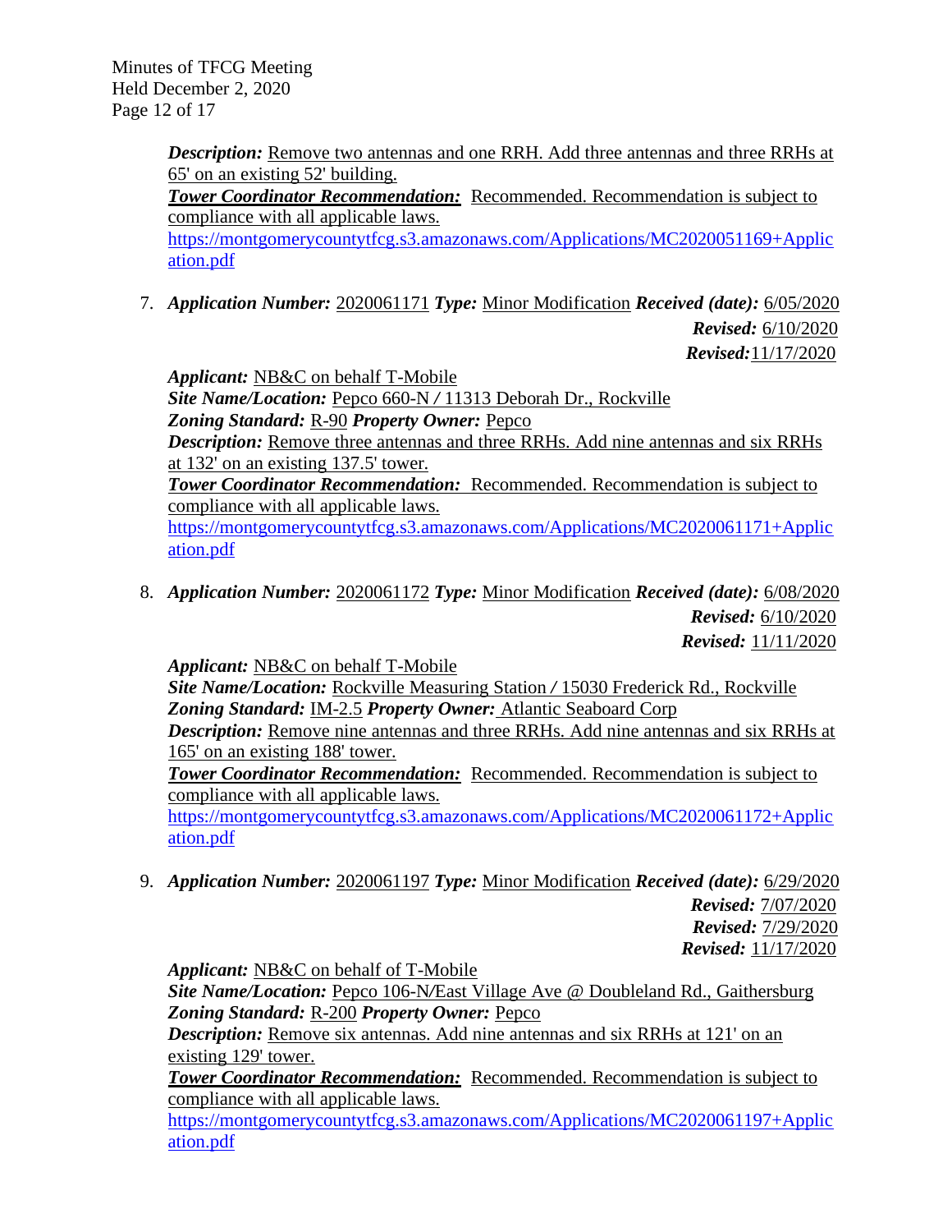*Description:* Remove two antennas and one RRH. Add three antennas and three RRHs at 65' on an existing 52' building.
***Tower Coordinator Recommendation:*** Recommended. Recommendation is subject to compliance with all applicable laws.
https://montgomerycountytfcg.s3.amazonaws.com/Applications/MC2020051169+Application.pdf

7. ***Application Number:*** 2020061171 ***Type:*** Minor Modification ***Received (date):*** 6/05/2020
***Revised:*** 6/10/2020
***Revised:*** 11/17/2020

   ***Applicant:*** NB&C on behalf T-Mobile
   ***Site Name/Location:*** Pepco 660-N / 11313 Deborah Dr., Rockville
   ***Zoning Standard:*** R-90 ***Property Owner:*** Pepco
   ***Description:*** Remove three antennas and three RRHs. Add nine antennas and six RRHs at 132' on an existing 137.5' tower.
   ***Tower Coordinator Recommendation:*** Recommended. Recommendation is subject to compliance with all applicable laws.
   https://montgomerycountytfcg.s3.amazonaws.com/Applications/MC2020061171+Application.pdf

8. ***Application Number:*** 2020061172 ***Type:*** Minor Modification ***Received (date):*** 6/08/2020
***Revised:*** 6/10/2020
***Revised:*** 11/11/2020

   ***Applicant:*** NB&C on behalf T-Mobile
   ***Site Name/Location:*** Rockville Measuring Station / 15030 Frederick Rd., Rockville
   ***Zoning Standard:*** IM-2.5 ***Property Owner:*** Atlantic Seaboard Corp
   ***Description:*** Remove nine antennas and three RRHs. Add nine antennas and six RRHs at 165' on an existing 188' tower.
   ***Tower Coordinator Recommendation:*** Recommended. Recommendation is subject to compliance with all applicable laws.
   https://montgomerycountytfcg.s3.amazonaws.com/Applications/MC2020061172+Application.pdf

9. ***Application Number:*** 2020061197 ***Type:*** Minor Modification ***Received (date):*** 6/29/2020
***Revised:*** 7/07/2020
***Revised:*** 7/29/2020
***Revised:*** 11/17/2020

   ***Applicant:*** NB&C on behalf of T-Mobile
   ***Site Name/Location:*** Pepco 106-N/East Village Ave @ Doubleland Rd., Gaithersburg
   ***Zoning Standard:*** R-200 ***Property Owner:*** Pepco
   ***Description:*** Remove six antennas. Add nine antennas and six RRHs at 121' on an existing 129' tower.
   ***Tower Coordinator Recommendation:*** Recommended. Recommendation is subject to compliance with all applicable laws.
   https://montgomerycountytfcg.s3.amazonaws.com/Applications/MC2020061197+Application.pdf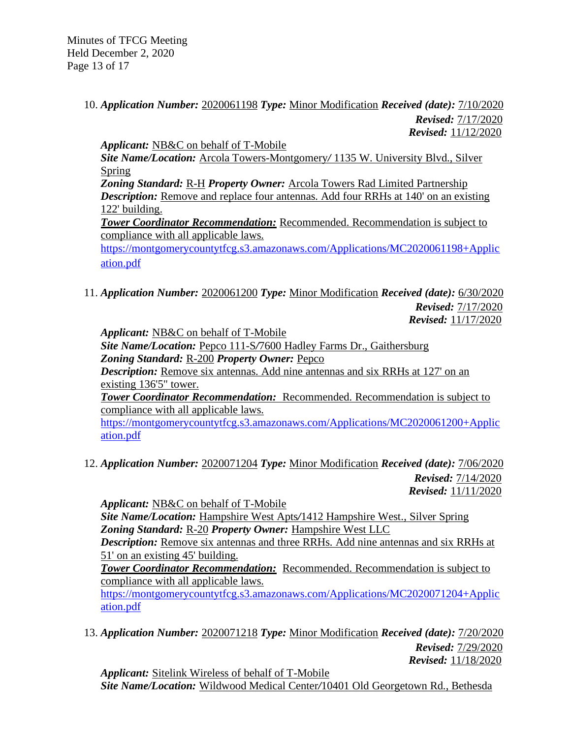10. ***Application Number:*** 2020061198 ***Type:*** Minor Modification ***Received (date):*** 7/10/2020
***Revised:*** 7/17/2020
***Revised:*** 11/12/2020

    ***Applicant:*** NB&C on behalf of T-Mobile
    ***Site Name/Location:*** Arcola Towers-Montgomery/ 1135 W. University Blvd., Silver Spring
    ***Zoning Standard:*** R-H ***Property Owner:*** Arcola Towers Rad Limited Partnership
    ***Description:*** Remove and replace four antennas. Add four RRHs at 140' on an existing 122' building.
    ***Tower Coordinator Recommendation:*** Recommended. Recommendation is subject to compliance with all applicable laws.
    https://montgomerycountytfcg.s3.amazonaws.com/Applications/MC2020061198+Application.pdf

11. ***Application Number:*** 2020061200 ***Type:*** Minor Modification ***Received (date):*** 6/30/2020
***Revised:*** 7/17/2020
***Revised:*** 11/17/2020

    ***Applicant:*** NB&C on behalf of T-Mobile
    ***Site Name/Location:*** Pepco 111-S/7600 Hadley Farms Dr., Gaithersburg
    ***Zoning Standard:*** R-200 ***Property Owner:*** Pepco
    ***Description:*** Remove six antennas. Add nine antennas and six RRHs at 127' on an existing 136'5" tower.
    ***Tower Coordinator Recommendation:*** Recommended. Recommendation is subject to compliance with all applicable laws.
    https://montgomerycountytfcg.s3.amazonaws.com/Applications/MC2020061200+Application.pdf

12. ***Application Number:*** 2020071204 ***Type:*** Minor Modification ***Received (date):*** 7/06/2020
***Revised:*** 7/14/2020
***Revised:*** 11/11/2020

    ***Applicant:*** NB&C on behalf of T-Mobile
    ***Site Name/Location:*** Hampshire West Apts/1412 Hampshire West., Silver Spring
    ***Zoning Standard:*** R-20 ***Property Owner:*** Hampshire West LLC
    ***Description:*** Remove six antennas and three RRHs. Add nine antennas and six RRHs at 51' on an existing 45' building.
    ***Tower Coordinator Recommendation:*** Recommended. Recommendation is subject to compliance with all applicable laws.
    https://montgomerycountytfcg.s3.amazonaws.com/Applications/MC2020071204+Application.pdf

13. ***Application Number:*** 2020071218 ***Type:*** Minor Modification ***Received (date):*** 7/20/2020
***Revised:*** 7/29/2020
***Revised:*** 11/18/2020

    ***Applicant:*** Sitelink Wireless of behalf of T-Mobile
    ***Site Name/Location:*** Wildwood Medical Center/10401 Old Georgetown Rd., Bethesda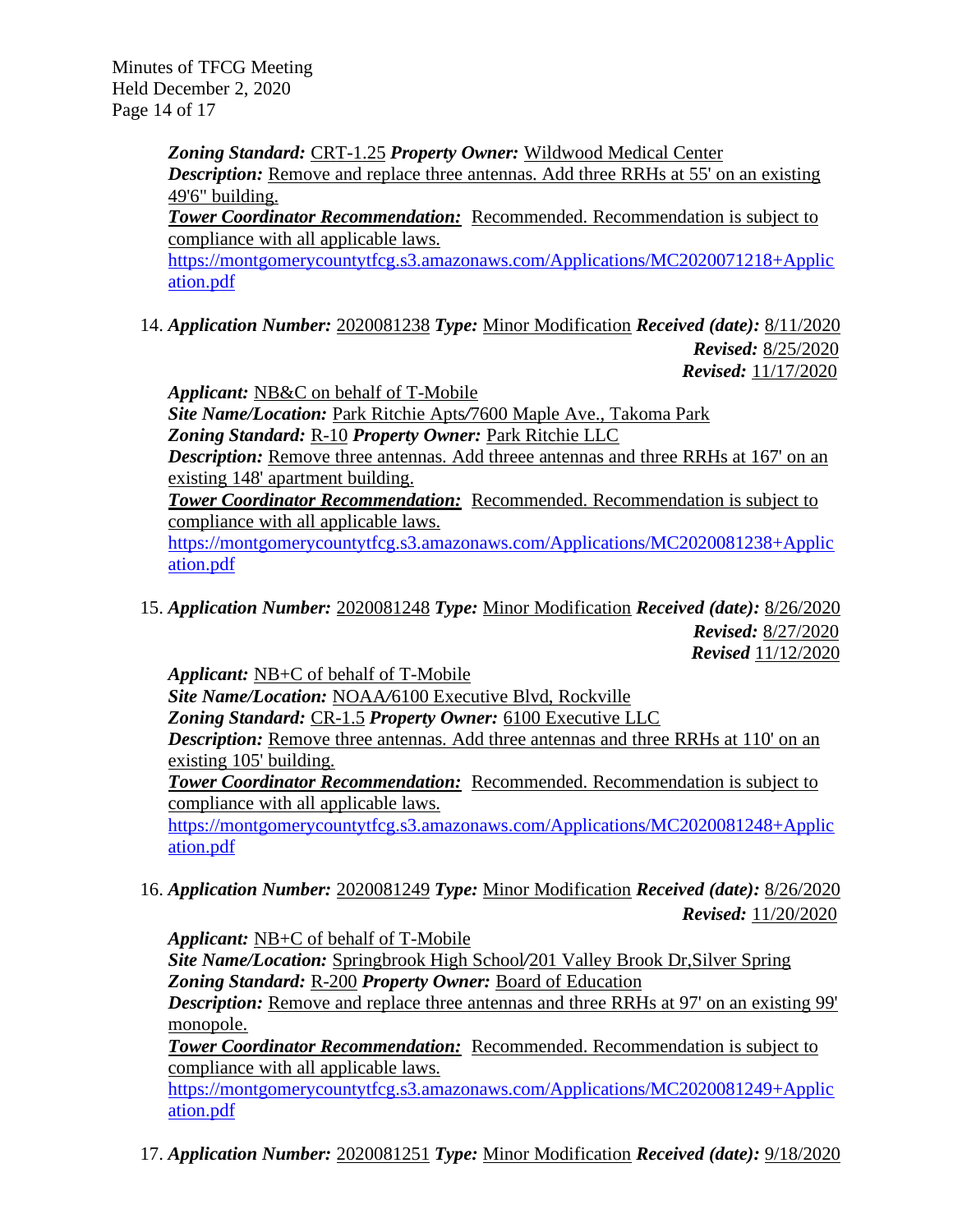*Zoning Standard:* CRT-1.25 *Property Owner:* Wildwood Medical Center
*Description:* Remove and replace three antennas. Add three RRHs at 55' on an existing 49'6" building.
***Tower Coordinator Recommendation:*** Recommended. Recommendation is subject to compliance with all applicable laws.
https://montgomerycountytfcg.s3.amazonaws.com/Applications/MC2020071218+Application.pdf

14. ***Application Number:*** 2020081238 ***Type:*** Minor Modification ***Received (date):*** 8/11/2020
***Revised:*** 8/25/2020
***Revised:*** 11/17/2020

    ***Applicant:*** NB&C on behalf of T-Mobile
    ***Site Name/Location:*** Park Ritchie Apts/7600 Maple Ave., Takoma Park
    ***Zoning Standard:*** R-10 ***Property Owner:*** Park Ritchie LLC
    ***Description:*** Remove three antennas. Add threee antennas and three RRHs at 167' on an existing 148' apartment building.
    ***Tower Coordinator Recommendation:*** Recommended. Recommendation is subject to compliance with all applicable laws.
    https://montgomerycountytfcg.s3.amazonaws.com/Applications/MC2020081238+Application.pdf

15. ***Application Number:*** 2020081248 ***Type:*** Minor Modification ***Received (date):*** 8/26/2020
***Revised:*** 8/27/2020
***Revised*** 11/12/2020

    ***Applicant:*** NB+C of behalf of T-Mobile
    ***Site Name/Location:*** NOAA/6100 Executive Blvd, Rockville
    ***Zoning Standard:*** CR-1.5 ***Property Owner:*** 6100 Executive LLC
    ***Description:*** Remove three antennas. Add three antennas and three RRHs at 110' on an existing 105' building.
    ***Tower Coordinator Recommendation:*** Recommended. Recommendation is subject to compliance with all applicable laws.
    https://montgomerycountytfcg.s3.amazonaws.com/Applications/MC2020081248+Application.pdf

16. ***Application Number:*** 2020081249 ***Type:*** Minor Modification ***Received (date):*** 8/26/2020
***Revised:*** 11/20/2020

    ***Applicant:*** NB+C of behalf of T-Mobile
    ***Site Name/Location:*** Springbrook High School/201 Valley Brook Dr,Silver Spring
    ***Zoning Standard:*** R-200 ***Property Owner:*** Board of Education
    ***Description:*** Remove and replace three antennas and three RRHs at 97' on an existing 99' monopole.
    ***Tower Coordinator Recommendation:*** Recommended. Recommendation is subject to compliance with all applicable laws.
    https://montgomerycountytfcg.s3.amazonaws.com/Applications/MC2020081249+Application.pdf

17. ***Application Number:*** 2020081251 ***Type:*** Minor Modification ***Received (date):*** 9/18/2020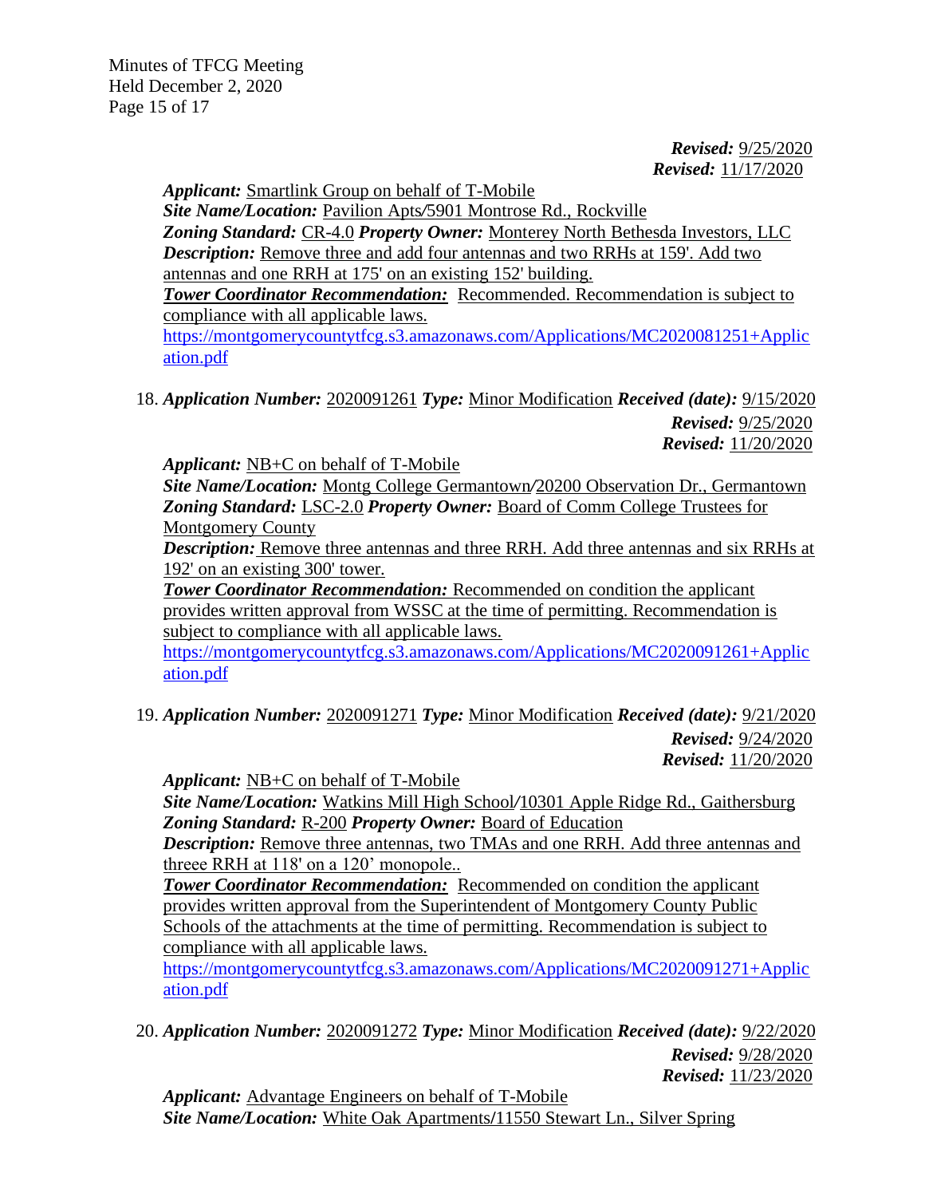*Revised:* 9/25/2020
*Revised:* 11/17/2020

*Applicant:* Smartlink Group on behalf of T-Mobile
*Site Name/Location:* Pavilion Apts/5901 Montrose Rd., Rockville
*Zoning Standard:* CR-4.0 *Property Owner:* Monterey North Bethesda Investors, LLC
*Description:* Remove three and add four antennas and two RRHs at 159'. Add two antennas and one RRH at 175' on an existing 152' building.
***Tower Coordinator Recommendation:*** Recommended. Recommendation is subject to compliance with all applicable laws.
https://montgomerycountytfcg.s3.amazonaws.com/Applications/MC2020081251+Application.pdf

18. *Application Number:* 2020091261 *Type:* Minor Modification *Received (date):* 9/15/2020
*Revised:* 9/25/2020
*Revised:* 11/20/2020

*Applicant:* NB+C on behalf of T-Mobile
*Site Name/Location:* Montg College Germantown/20200 Observation Dr., Germantown
*Zoning Standard:* LSC-2.0 *Property Owner:* Board of Comm College Trustees for Montgomery County
*Description:* Remove three antennas and three RRH. Add three antennas and six RRHs at 192' on an existing 300' tower.
***Tower Coordinator Recommendation:*** Recommended on condition the applicant provides written approval from WSSC at the time of permitting. Recommendation is subject to compliance with all applicable laws.
https://montgomerycountytfcg.s3.amazonaws.com/Applications/MC2020091261+Application.pdf

19. *Application Number:* 2020091271 *Type:* Minor Modification *Received (date):* 9/21/2020
*Revised:* 9/24/2020
*Revised:* 11/20/2020

*Applicant:* NB+C on behalf of T-Mobile
*Site Name/Location:* Watkins Mill High School/10301 Apple Ridge Rd., Gaithersburg
*Zoning Standard:* R-200 *Property Owner:* Board of Education
*Description:* Remove three antennas, two TMAs and one RRH. Add three antennas and threee RRH at 118' on a 120' monopole..
***Tower Coordinator Recommendation:*** Recommended on condition the applicant provides written approval from the Superintendent of Montgomery County Public Schools of the attachments at the time of permitting. Recommendation is subject to compliance with all applicable laws.
https://montgomerycountytfcg.s3.amazonaws.com/Applications/MC2020091271+Application.pdf

20. *Application Number:* 2020091272 *Type:* Minor Modification *Received (date):* 9/22/2020
*Revised:* 9/28/2020
*Revised:* 11/23/2020

*Applicant:* Advantage Engineers on behalf of T-Mobile
*Site Name/Location:* White Oak Apartments/11550 Stewart Ln., Silver Spring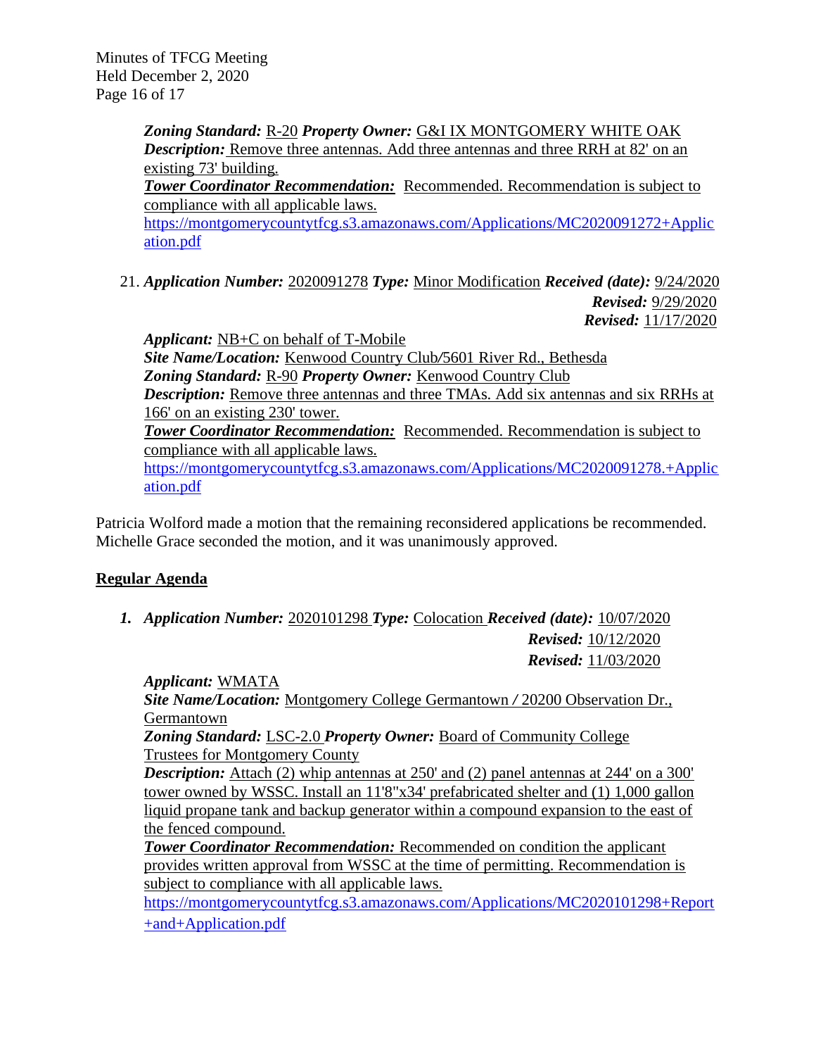*Zoning Standard:* R-20 *Property Owner:* G&I IX MONTGOMERY WHITE OAK
*Description:* Remove three antennas. Add three antennas and three RRH at 82' on an existing 73' building.
***Tower Coordinator Recommendation:*** Recommended. Recommendation is subject to compliance with all applicable laws.
https://montgomerycountytfcg.s3.amazonaws.com/Applications/MC2020091272+Application.pdf

21. *Application Number:* 2020091278 *Type:* Minor Modification *Received (date):* 9/24/2020
*Revised:* 9/29/2020
*Revised:* 11/17/2020

*Applicant:* NB+C on behalf of T-Mobile
*Site Name/Location:* Kenwood Country Club/5601 River Rd., Bethesda
*Zoning Standard:* R-90 *Property Owner:* Kenwood Country Club
*Description:* Remove three antennas and three TMAs. Add six antennas and six RRHs at 166' on an existing 230' tower.
***Tower Coordinator Recommendation:*** Recommended. Recommendation is subject to compliance with all applicable laws.
https://montgomerycountytfcg.s3.amazonaws.com/Applications/MC2020091278.+Application.pdf

Patricia Wolford made a motion that the remaining reconsidered applications be recommended. Michelle Grace seconded the motion, and it was unanimously approved.

## Regular Agenda

1. *Application Number:* 2020101298 *Type:* Colocation *Received (date):* 10/07/2020
*Revised:* 10/12/2020
*Revised:* 11/03/2020

*Applicant:* WMATA
*Site Name/Location:* Montgomery College Germantown / 20200 Observation Dr., Germantown
*Zoning Standard:* LSC-2.0 *Property Owner:* Board of Community College Trustees for Montgomery County
*Description:* Attach (2) whip antennas at 250' and (2) panel antennas at 244' on a 300' tower owned by WSSC. Install an 11'8"x34' prefabricated shelter and (1) 1,000 gallon liquid propane tank and backup generator within a compound expansion to the east of the fenced compound.
***Tower Coordinator Recommendation:*** Recommended on condition the applicant provides written approval from WSSC at the time of permitting. Recommendation is subject to compliance with all applicable laws.
https://montgomerycountytfcg.s3.amazonaws.com/Applications/MC2020101298+Report+and+Application.pdf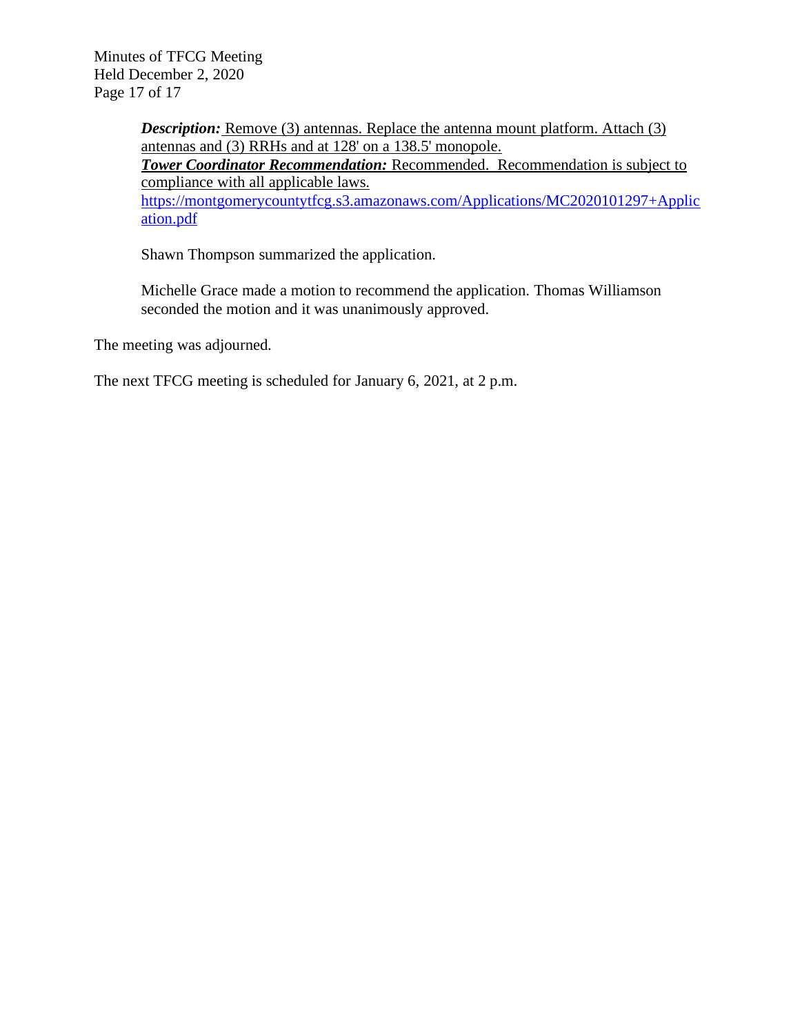***Description:*** Remove (3) antennas. Replace the antenna mount platform. Attach (3) antennas and (3) RRHs and at 128' on a 138.5' monopole.
***Tower Coordinator Recommendation:*** Recommended. Recommendation is subject to compliance with all applicable laws.
https://montgomerycountytfcg.s3.amazonaws.com/Applications/MC2020101297+Application.pdf

Shawn Thompson summarized the application.

Michelle Grace made a motion to recommend the application. Thomas Williamson seconded the motion and it was unanimously approved.

The meeting was adjourned.

The next TFCG meeting is scheduled for January 6, 2021, at 2 p.m.